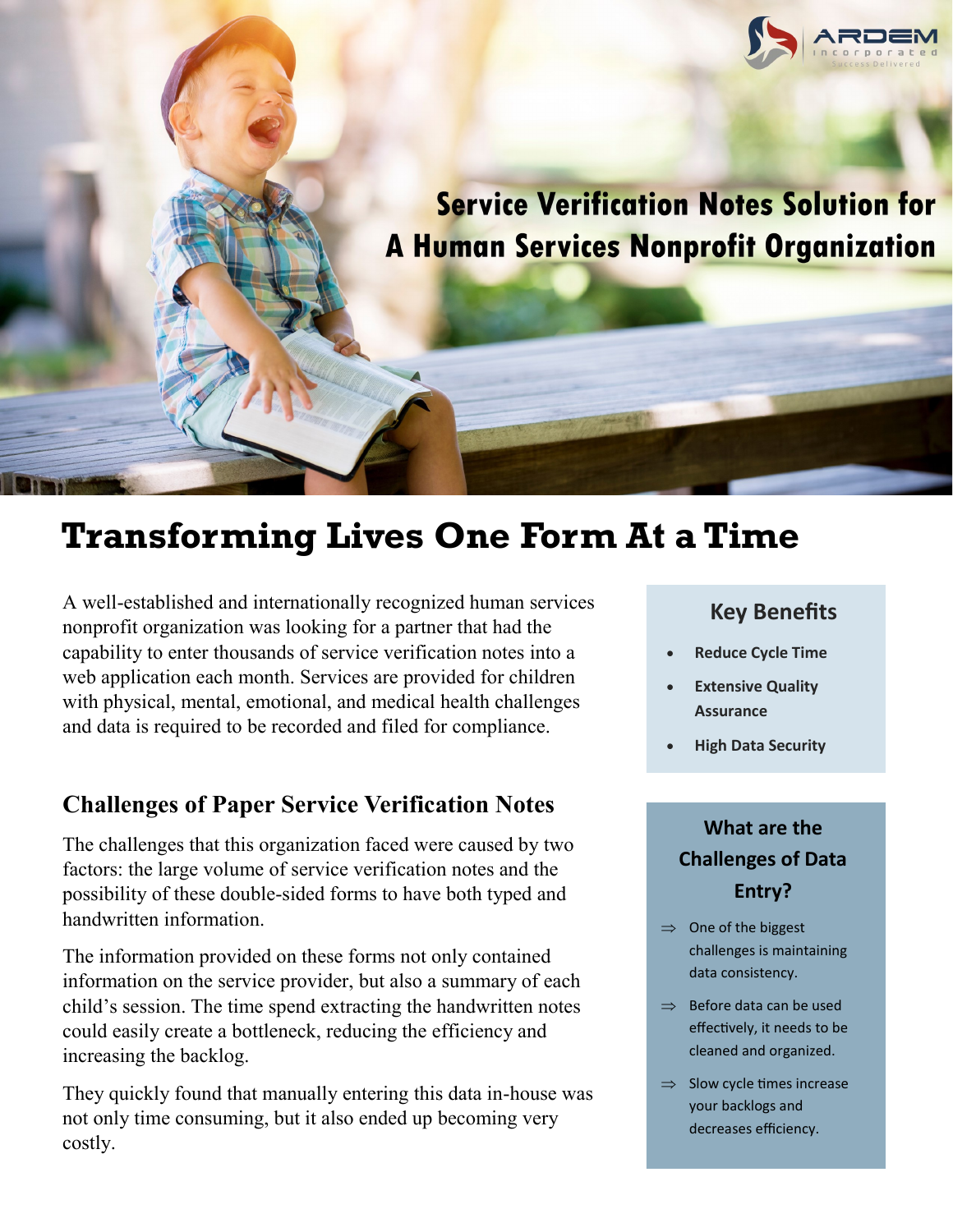ARDEM Incorporated
Success Delivered

# Service Verification Notes Solution for A Human Services Nonprofit Organization

## Transforming Lives One Form At a Time

A well-established and internationally recognized human services nonprofit organization was looking for a partner that had the capability to enter thousands of service verification notes into a web application each month. Services are provided for children with physical, mental, emotional, and medical health challenges and data is required to be recorded and filed for compliance.

### Challenges of Paper Service Verification Notes

The challenges that this organization faced were caused by two factors: the large volume of service verification notes and the possibility of these double-sided forms to have both typed and handwritten information.

The information provided on these forms not only contained information on the service provider, but also a summary of each child's session. The time spend extracting the handwritten notes could easily create a bottleneck, reducing the efficiency and increasing the backlog.

They quickly found that manually entering this data in-house was not only time consuming, but it also ended up becoming very costly.

### Key Benefits

- **Reduce Cycle Time**
- **Extensive Quality Assurance**
- **High Data Security**

### What are the Challenges of Data Entry?

⇒ One of the biggest challenges is maintaining data consistency.

⇒ Before data can be used effectively, it needs to be cleaned and organized.

⇒ Slow cycle times increase your backlogs and decreases efficiency.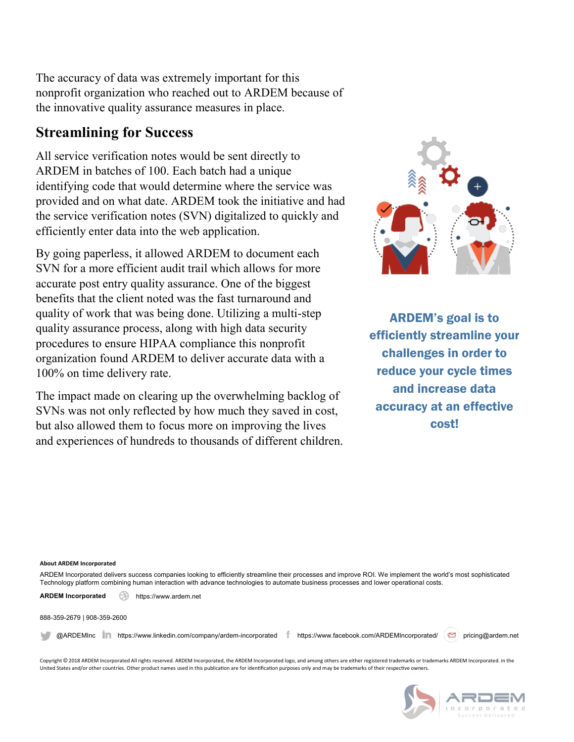The accuracy of data was extremely important for this nonprofit organization who reached out to ARDEM because of the innovative quality assurance measures in place.

## Streamlining for Success

All service verification notes would be sent directly to ARDEM in batches of 100. Each batch had a unique identifying code that would determine where the service was provided and on what date. ARDEM took the initiative and had the service verification notes (SVN) digitalized to quickly and efficiently enter data into the web application.

By going paperless, it allowed ARDEM to document each SVN for a more efficient audit trail which allows for more accurate post entry quality assurance. One of the biggest benefits that the client noted was the fast turnaround and quality of work that was being done. Utilizing a multi-step quality assurance process, along with high data security procedures to ensure HIPAA compliance this nonprofit organization found ARDEM to deliver accurate data with a 100% on time delivery rate.

The impact made on clearing up the overwhelming backlog of SVNs was not only reflected by how much they saved in cost, but also allowed them to focus more on improving the lives and experiences of hundreds to thousands of different children.

**ARDEM's goal is to efficiently streamline your challenges in order to reduce your cycle times and increase data accuracy at an effective cost!**

**About ARDEM Incorporated**

ARDEM Incorporated delivers success companies looking to efficiently streamline their processes and improve ROI. We implement the world's most sophisticated Technology platform combining human interaction with advance technologies to automate business processes and lower operational costs.

**ARDEM Incorporated** https://www.ardem.net

888-359-2679 | 908-359-2600

@ARDEMInc https://www.linkedin.com/company/ardem-incorporated https://www.facebook.com/ARDEMIncorporated/ pricing@ardem.net

Copyright © 2018 ARDEM Incorporated All rights reserved. ARDEM Incorporated, the ARDEM Incorporated logo, and among others are either registered trademarks or trademarks ARDEM Incorporated. in the United States and/or other countries. Other product names used in this publication are for identification purposes only and may be trademarks of their respective owners.

ARDEM Incorporated Success Delivered